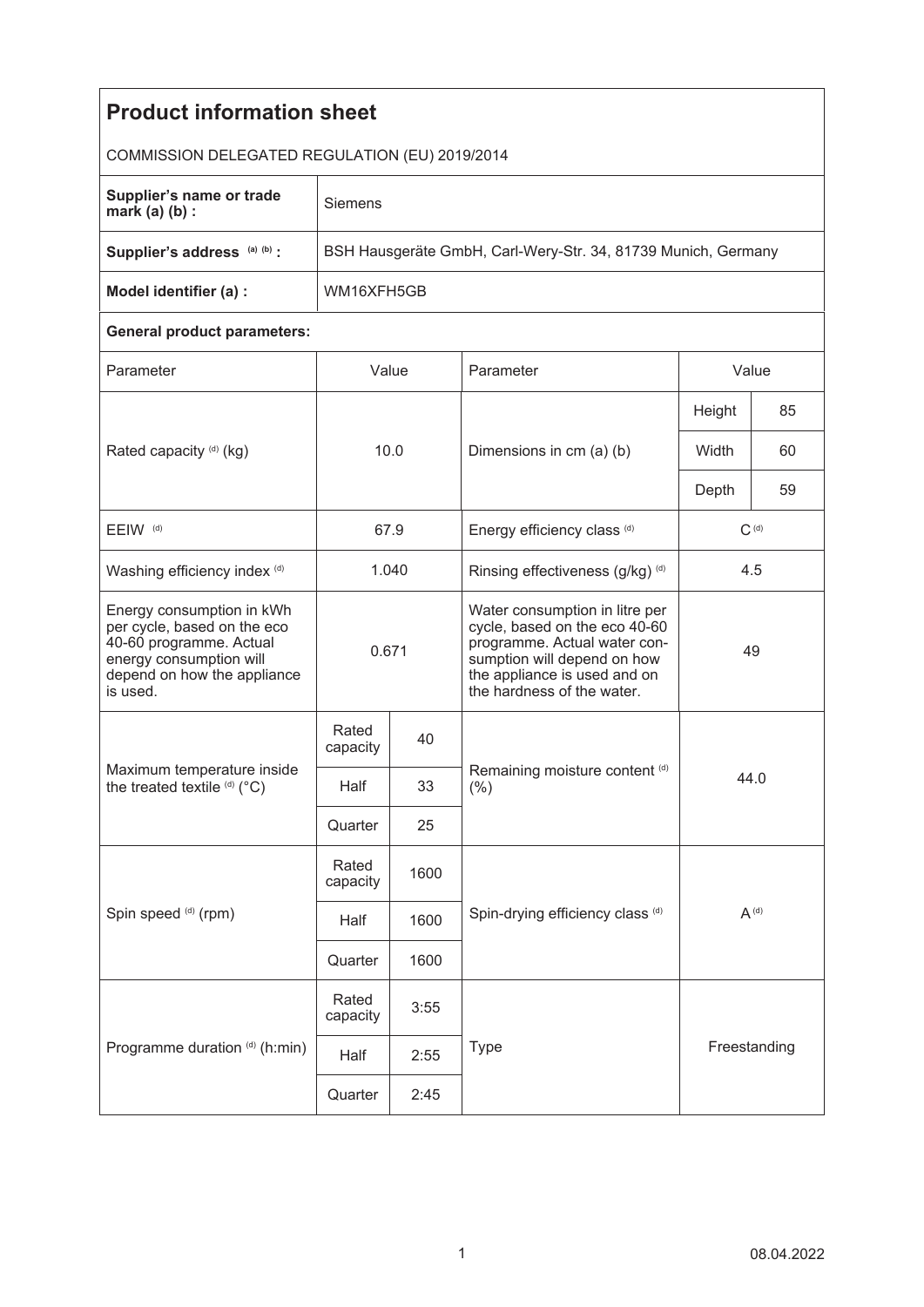# Product information sheet

COMMISSION DELEGATED REGULATION (EU) 2019/2014

| | |
|---|---|
| **Supplier's name or trade mark (a) (b) :** | Siemens |
| **Supplier's address (a) (b) :** | BSH Hausgeräte GmbH, Carl-Wery-Str. 34, 81739 Munich, Germany |
| **Model identifier (a) :** | WM16XFH5GB |

**General product parameters:**

| Parameter | Value | | Parameter | Value | |
|---|---|---|---|---|---|
| Rated capacity (d) (kg) | 10.0 | | Dimensions in cm (a) (b) | Height | 85 |
| | | | | Width | 60 |
| | | | | Depth | 59 |
| EEIW (d) | 67.9 | | Energy efficiency class (d) | C (d) | |
| Washing efficiency index (d) | 1.040 | | Rinsing effectiveness (g/kg) (d) | 4.5 | |
| Energy consumption in kWh per cycle, based on the eco 40-60 programme. Actual energy consumption will depend on how the appliance is used. | 0.671 | | Water consumption in litre per cycle, based on the eco 40-60 programme. Actual water consumption will depend on how the appliance is used and on the hardness of the water. | 49 | |
| Maximum temperature inside the treated textile (d) (°C) | Rated capacity | 40 | Remaining moisture content (d) (%) | 44.0 | |
| | Half | 33 | | | |
| | Quarter | 25 | | | |
| Spin speed (d) (rpm) | Rated capacity | 1600 | Spin-drying efficiency class (d) | A (d) | |
| | Half | 1600 | | | |
| | Quarter | 1600 | | | |
| Programme duration (d) (h:min) | Rated capacity | 3:55 | Type | Freestanding | |
| | Half | 2:55 | | | |
| | Quarter | 2:45 | | | |

08.04.2022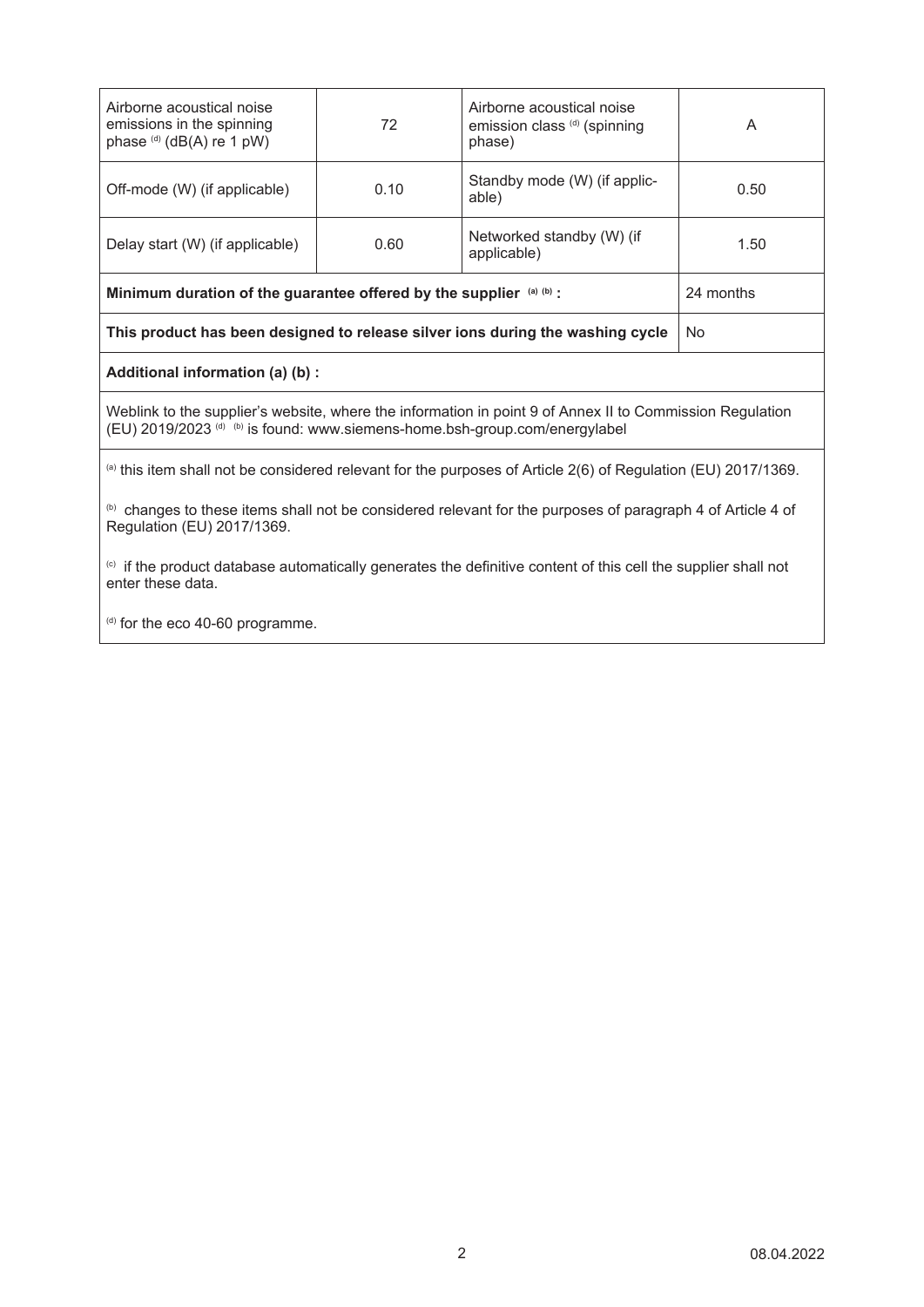| | | | |
|---|---|---|---|
| Airborne acoustical noise emissions in the spinning phase [d] (dB(A) re 1 pW) | 72 | Airborne acoustical noise emission class [d] (spinning phase) | A |
| Off-mode (W) (if applicable) | 0.10 | Standby mode (W) (if applicable) | 0.50 |
| Delay start (W) (if applicable) | 0.60 | Networked standby (W) (if applicable) | 1.50 |
| **Minimum duration of the guarantee offered by the supplier [(a) (b)] :** | | | 24 months |
| **This product has been designed to release silver ions during the washing cycle** | | | No |
| **Additional information (a) (b) :** | | | |
| Weblink to the supplier's website, where the information in point 9 of Annex II to Commission Regulation (EU) 2019/2023 [(d)] [(b)] is found: www.siemens-home.bsh-group.com/energylabel | | | |

[(a)] this item shall not be considered relevant for the purposes of Article 2(6) of Regulation (EU) 2017/1369.

[(b)] changes to these items shall not be considered relevant for the purposes of paragraph 4 of Article 4 of Regulation (EU) 2017/1369.

[(c)] if the product database automatically generates the definitive content of this cell the supplier shall not enter these data.

[(d)] for the eco 40-60 programme.

08.04.2022